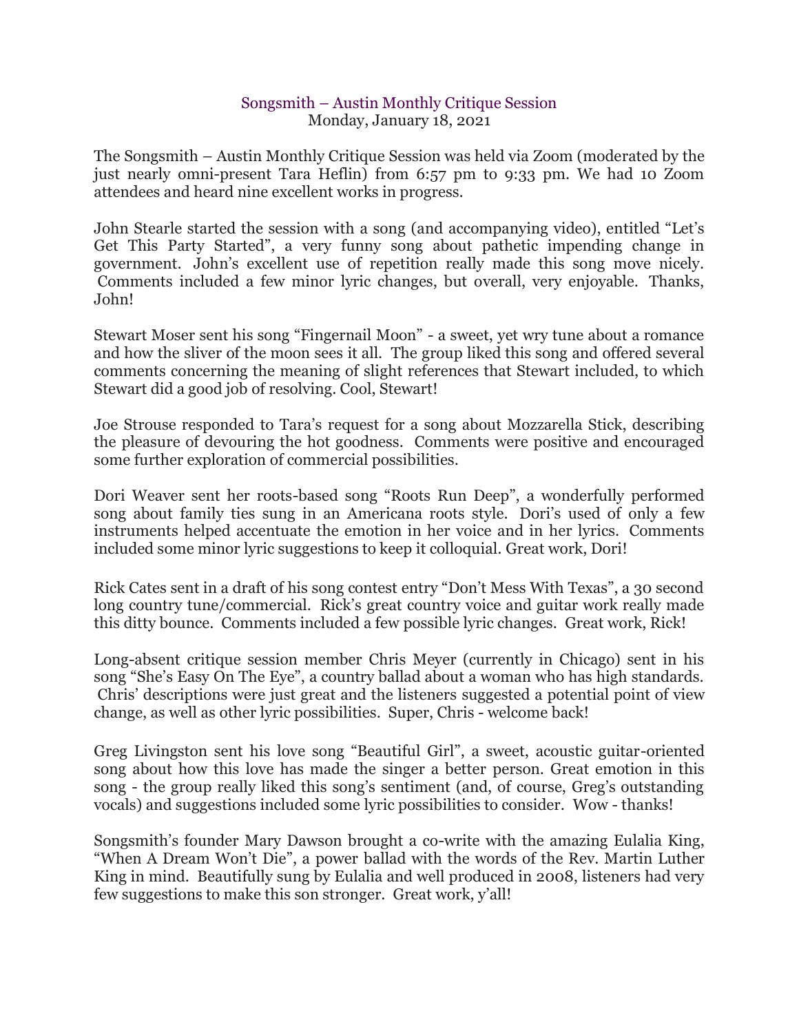# Songsmith – Austin Monthly Critique Session

Monday, January 18, 2021

The Songsmith – Austin Monthly Critique Session was held via Zoom (moderated by the just nearly omni-present Tara Heflin) from 6:57 pm to 9:33 pm. We had 10 Zoom attendees and heard nine excellent works in progress.

John Stearle started the session with a song (and accompanying video), entitled "Let's Get This Party Started", a very funny song about pathetic impending change in government. John's excellent use of repetition really made this song move nicely. Comments included a few minor lyric changes, but overall, very enjoyable. Thanks, John!

Stewart Moser sent his song "Fingernail Moon" - a sweet, yet wry tune about a romance and how the sliver of the moon sees it all. The group liked this song and offered several comments concerning the meaning of slight references that Stewart included, to which Stewart did a good job of resolving. Cool, Stewart!

Joe Strouse responded to Tara's request for a song about Mozzarella Stick, describing the pleasure of devouring the hot goodness. Comments were positive and encouraged some further exploration of commercial possibilities.

Dori Weaver sent her roots-based song "Roots Run Deep", a wonderfully performed song about family ties sung in an Americana roots style. Dori's used of only a few instruments helped accentuate the emotion in her voice and in her lyrics. Comments included some minor lyric suggestions to keep it colloquial. Great work, Dori!

Rick Cates sent in a draft of his song contest entry "Don't Mess With Texas", a 30 second long country tune/commercial. Rick's great country voice and guitar work really made this ditty bounce. Comments included a few possible lyric changes. Great work, Rick!

Long-absent critique session member Chris Meyer (currently in Chicago) sent in his song "She's Easy On The Eye", a country ballad about a woman who has high standards. Chris' descriptions were just great and the listeners suggested a potential point of view change, as well as other lyric possibilities. Super, Chris - welcome back!

Greg Livingston sent his love song "Beautiful Girl", a sweet, acoustic guitar-oriented song about how this love has made the singer a better person. Great emotion in this song - the group really liked this song's sentiment (and, of course, Greg's outstanding vocals) and suggestions included some lyric possibilities to consider. Wow - thanks!

Songsmith's founder Mary Dawson brought a co-write with the amazing Eulalia King, "When A Dream Won't Die", a power ballad with the words of the Rev. Martin Luther King in mind. Beautifully sung by Eulalia and well produced in 2008, listeners had very few suggestions to make this son stronger. Great work, y'all!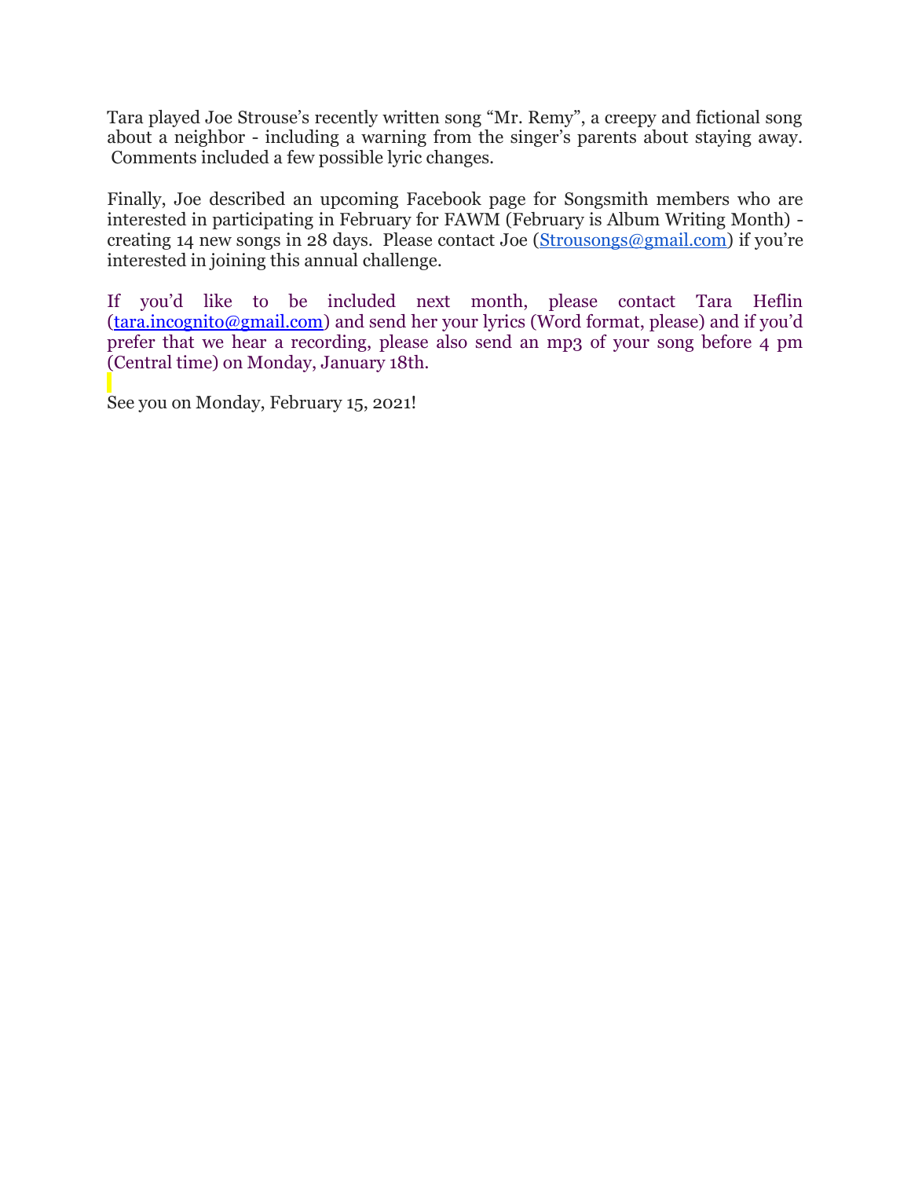Tara played Joe Strouse's recently written song "Mr. Remy", a creepy and fictional song about a neighbor - including a warning from the singer's parents about staying away. Comments included a few possible lyric changes.

Finally, Joe described an upcoming Facebook page for Songsmith members who are interested in participating in February for FAWM (February is Album Writing Month) - creating 14 new songs in 28 days. Please contact Joe (Strousongs@gmail.com) if you're interested in joining this annual challenge.

If you'd like to be included next month, please contact Tara Heflin (tara.incognito@gmail.com) and send her your lyrics (Word format, please) and if you'd prefer that we hear a recording, please also send an mp3 of your song before 4 pm (Central time) on Monday, January 18th.

See you on Monday, February 15, 2021!